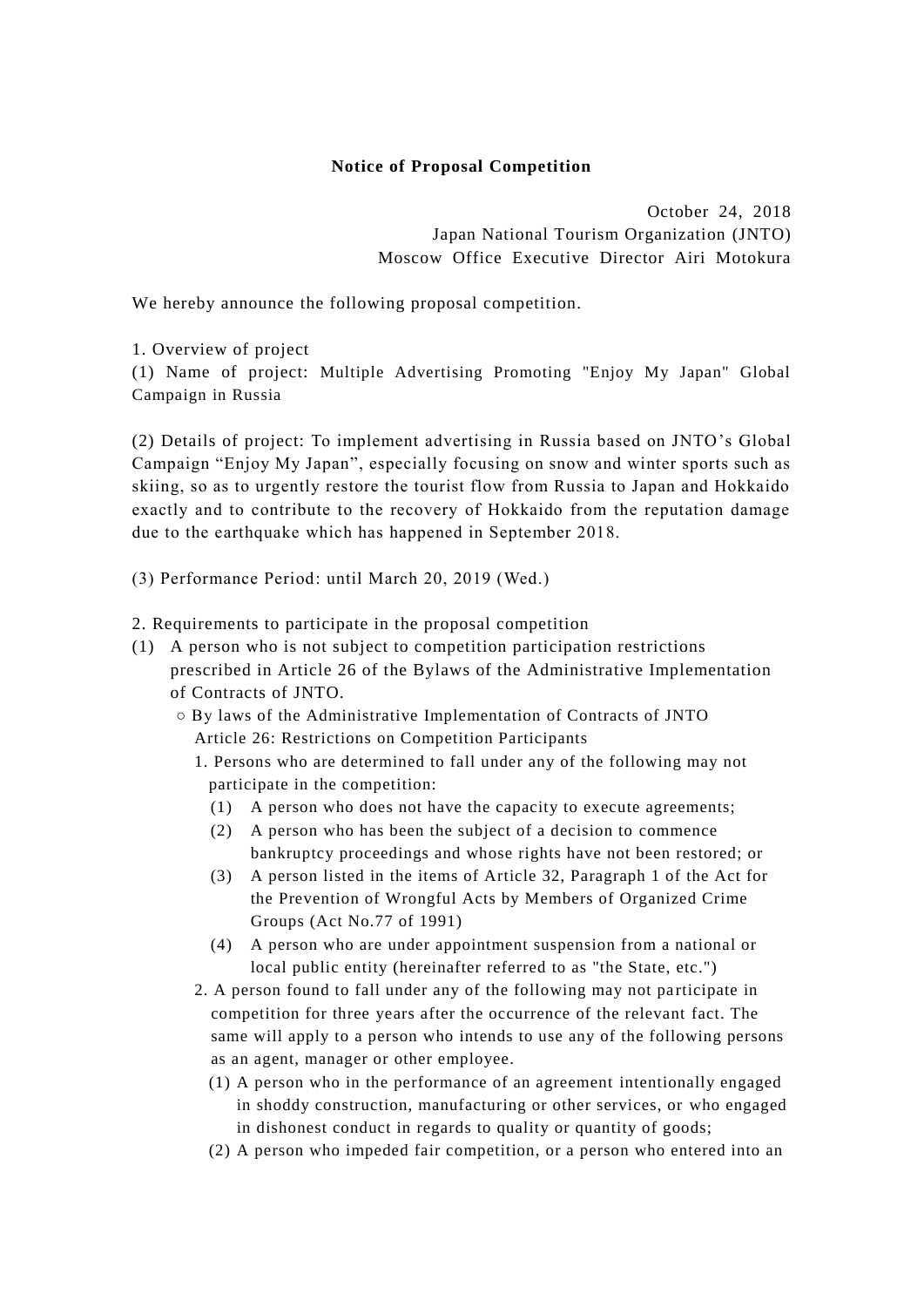# Notice of Proposal Competition

October 24, 2018
Japan National Tourism Organization (JNTO)
Moscow Office Executive Director Airi Motokura

We hereby announce the following proposal competition.

1. Overview of project

(1) Name of project: Multiple Advertising Promoting "Enjoy My Japan" Global Campaign in Russia

(2) Details of project: To implement advertising in Russia based on JNTO's Global Campaign "Enjoy My Japan", especially focusing on snow and winter sports such as skiing, so as to urgently restore the tourist flow from Russia to Japan and Hokkaido exactly and to contribute to the recovery of Hokkaido from the reputation damage due to the earthquake which has happened in September 2018.

(3) Performance Period: until March 20, 2019 (Wed.)

2. Requirements to participate in the proposal competition

(1) A person who is not subject to competition participation restrictions prescribed in Article 26 of the Bylaws of the Administrative Implementation of Contracts of JNTO.

○ By laws of the Administrative Implementation of Contracts of JNTO
Article 26: Restrictions on Competition Participants

1. Persons who are determined to fall under any of the following may not participate in the competition:
   - (1) A person who does not have the capacity to execute agreements;
   - (2) A person who has been the subject of a decision to commence bankruptcy proceedings and whose rights have not been restored; or
   - (3) A person listed in the items of Article 32, Paragraph 1 of the Act for the Prevention of Wrongful Acts by Members of Organized Crime Groups (Act No.77 of 1991)
   - (4) A person who are under appointment suspension from a national or local public entity (hereinafter referred to as "the State, etc.")

2. A person found to fall under any of the following may not participate in competition for three years after the occurrence of the relevant fact. The same will apply to a person who intends to use any of the following persons as an agent, manager or other employee.
   - (1) A person who in the performance of an agreement intentionally engaged in shoddy construction, manufacturing or other services, or who engaged in dishonest conduct in regards to quality or quantity of goods;
   - (2) A person who impeded fair competition, or a person who entered into an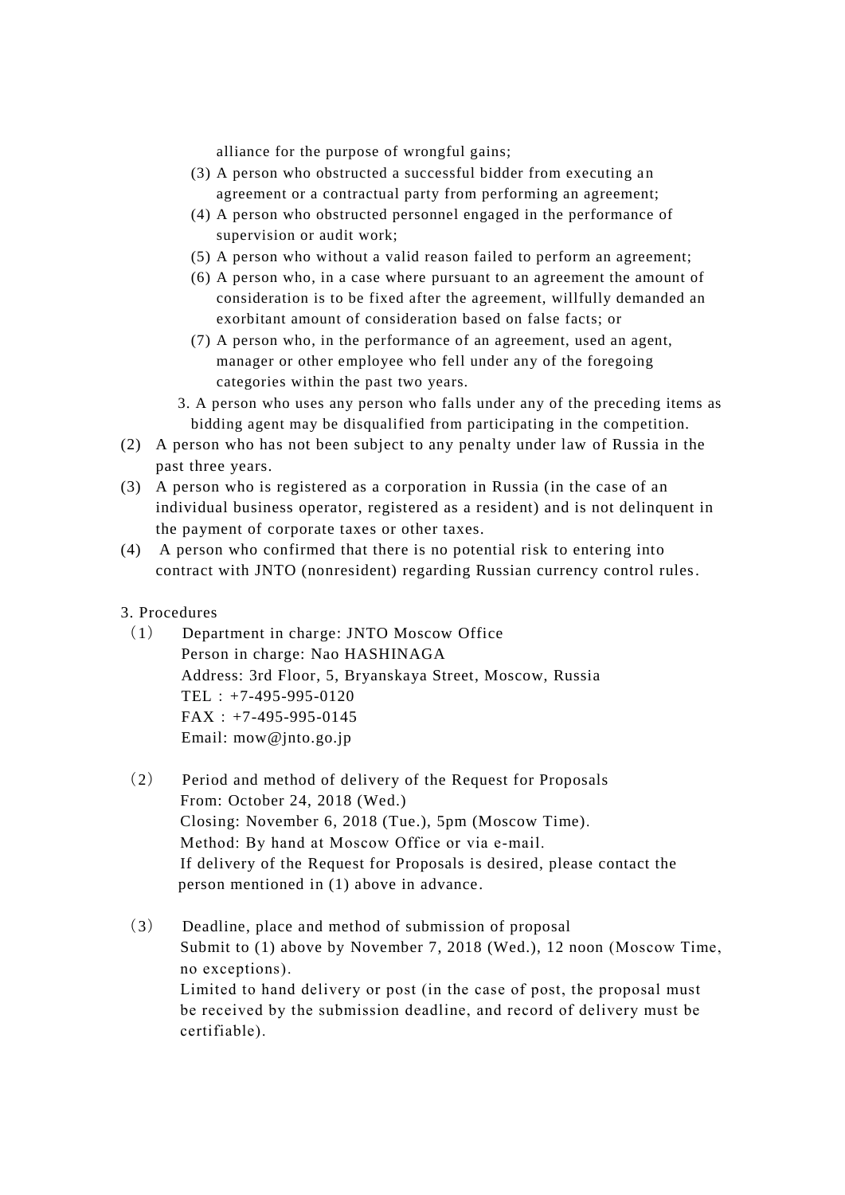alliance for the purpose of wrongful gains;

(3) A person who obstructed a successful bidder from executing an agreement or a contractual party from performing an agreement;

(4) A person who obstructed personnel engaged in the performance of supervision or audit work;

(5) A person who without a valid reason failed to perform an agreement;

(6) A person who, in a case where pursuant to an agreement the amount of consideration is to be fixed after the agreement, willfully demanded an exorbitant amount of consideration based on false facts; or

(7) A person who, in the performance of an agreement, used an agent, manager or other employee who fell under any of the foregoing categories within the past two years.

3. A person who uses any person who falls under any of the preceding items as bidding agent may be disqualified from participating in the competition.

(2) A person who has not been subject to any penalty under law of Russia in the past three years.

(3) A person who is registered as a corporation in Russia (in the case of an individual business operator, registered as a resident) and is not delinquent in the payment of corporate taxes or other taxes.

(4) A person who confirmed that there is no potential risk to entering into contract with JNTO (nonresident) regarding Russian currency control rules.

3. Procedures

（1） Department in charge: JNTO Moscow Office
Person in charge: Nao HASHINAGA
Address: 3rd Floor, 5, Bryanskaya Street, Moscow, Russia
TEL : +7-495-995-0120
FAX : +7-495-995-0145
Email: mow@jnto.go.jp

（2） Period and method of delivery of the Request for Proposals
From: October 24, 2018 (Wed.)
Closing: November 6, 2018 (Tue.), 5pm (Moscow Time).
Method: By hand at Moscow Office or via e-mail.
If delivery of the Request for Proposals is desired, please contact the person mentioned in (1) above in advance.

（3） Deadline, place and method of submission of proposal
Submit to (1) above by November 7, 2018 (Wed.), 12 noon (Moscow Time, no exceptions).
Limited to hand delivery or post (in the case of post, the proposal must be received by the submission deadline, and record of delivery must be certifiable).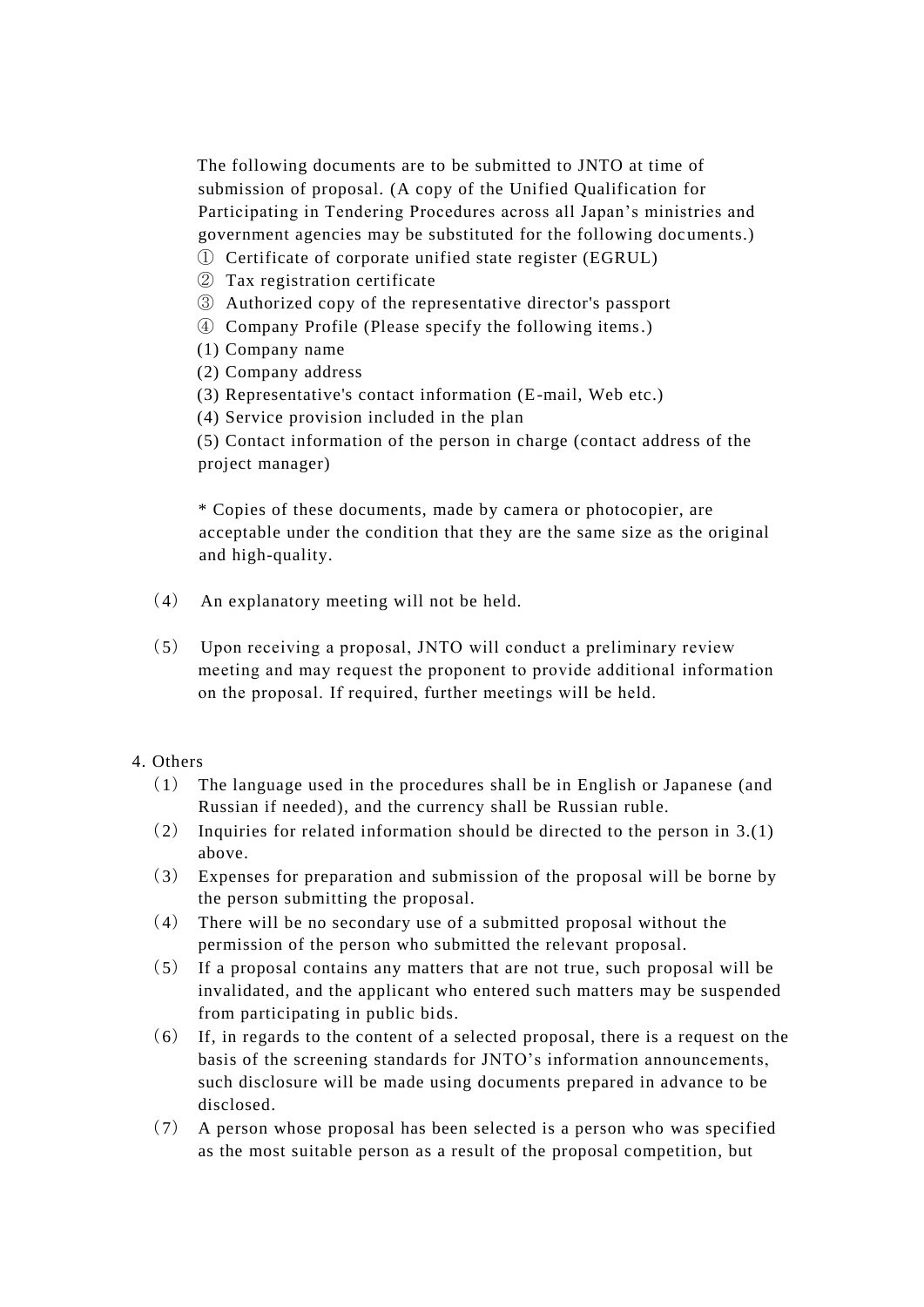The following documents are to be submitted to JNTO at time of submission of proposal. (A copy of the Unified Qualification for Participating in Tendering Procedures across all Japan's ministries and government agencies may be substituted for the following documents.)

① Certificate of corporate unified state register (EGRUL)
② Tax registration certificate
③ Authorized copy of the representative director's passport
④ Company Profile (Please specify the following items.)
(1) Company name
(2) Company address
(3) Representative's contact information (E-mail, Web etc.)
(4) Service provision included in the plan
(5) Contact information of the person in charge (contact address of the project manager)

* Copies of these documents, made by camera or photocopier, are acceptable under the condition that they are the same size as the original and high-quality.

（4） An explanatory meeting will not be held.

（5） Upon receiving a proposal, JNTO will conduct a preliminary review meeting and may request the proponent to provide additional information on the proposal. If required, further meetings will be held.

4. Others

（1） The language used in the procedures shall be in English or Japanese (and Russian if needed), and the currency shall be Russian ruble.
（2） Inquiries for related information should be directed to the person in 3.(1) above.
（3） Expenses for preparation and submission of the proposal will be borne by the person submitting the proposal.
（4） There will be no secondary use of a submitted proposal without the permission of the person who submitted the relevant proposal.
（5） If a proposal contains any matters that are not true, such proposal will be invalidated, and the applicant who entered such matters may be suspended from participating in public bids.
（6） If, in regards to the content of a selected proposal, there is a request on the basis of the screening standards for JNTO's information announcements, such disclosure will be made using documents prepared in advance to be disclosed.
（7） A person whose proposal has been selected is a person who was specified as the most suitable person as a result of the proposal competition, but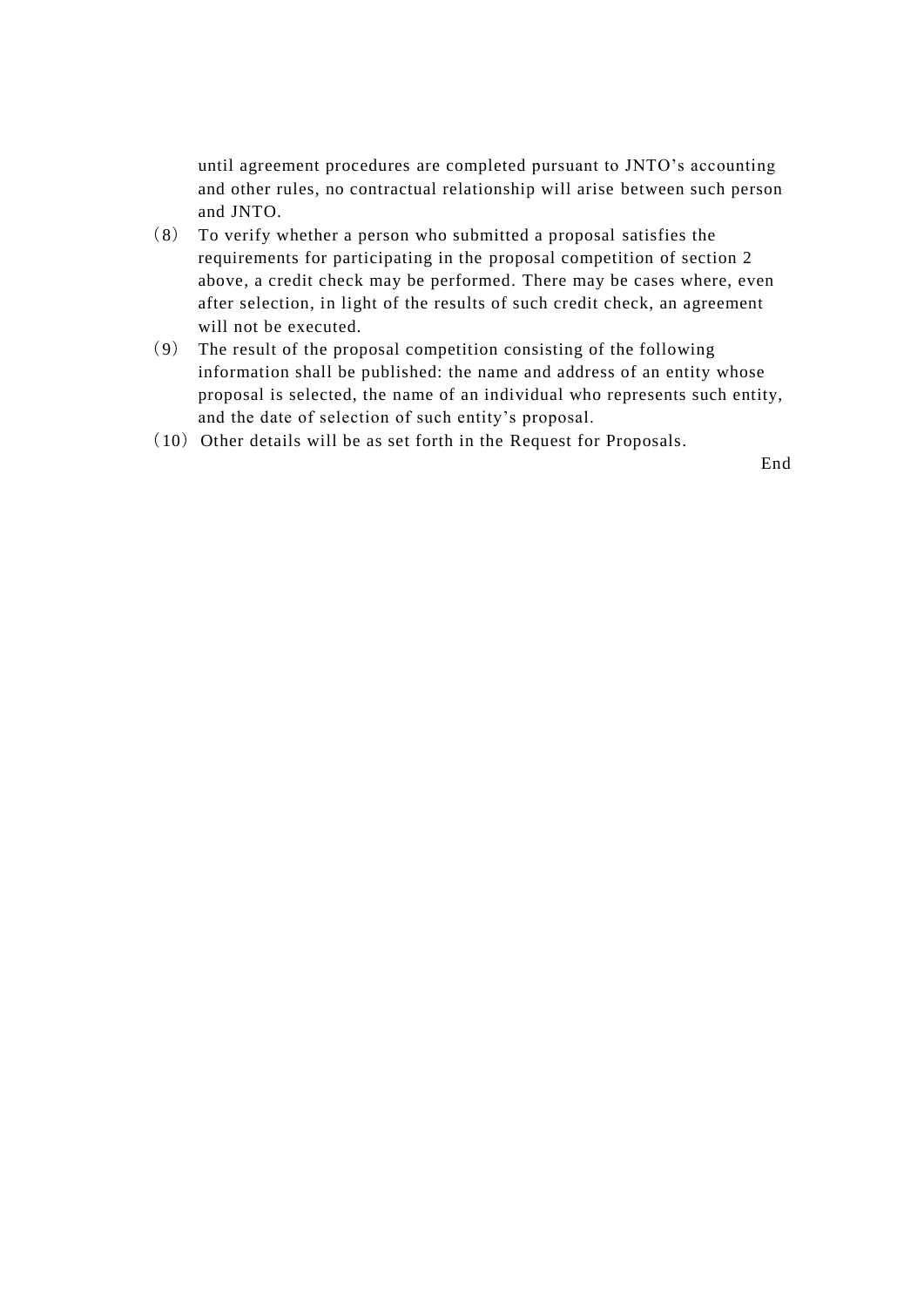until agreement procedures are completed pursuant to JNTO's accounting and other rules, no contractual relationship will arise between such person and JNTO.

（8） To verify whether a person who submitted a proposal satisfies the requirements for participating in the proposal competition of section 2 above, a credit check may be performed. There may be cases where, even after selection, in light of the results of such credit check, an agreement will not be executed.

（9） The result of the proposal competition consisting of the following information shall be published: the name and address of an entity whose proposal is selected, the name of an individual who represents such entity, and the date of selection of such entity's proposal.

（10） Other details will be as set forth in the Request for Proposals.

End